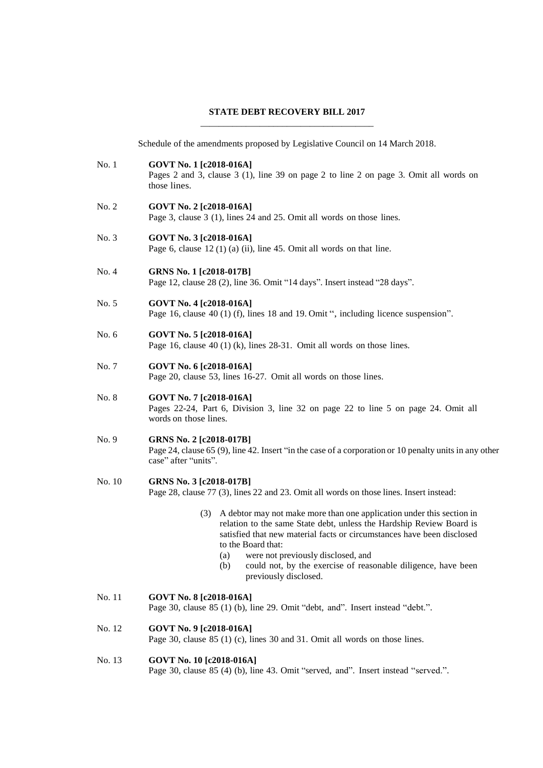# STATE DEBT RECOVERY BILL 2017

Schedule of the amendments proposed by Legislative Council on 14 March 2018.

No. 1 **GOVT No. 1 [c2018-016A]**
Pages 2 and 3, clause 3 (1), line 39 on page 2 to line 2 on page 3. Omit all words on those lines.

No. 2 **GOVT No. 2 [c2018-016A]**
Page 3, clause 3 (1), lines 24 and 25. Omit all words on those lines.

No. 3 **GOVT No. 3 [c2018-016A]**
Page 6, clause 12 (1) (a) (ii), line 45. Omit all words on that line.

No. 4 **GRNS No. 1 [c2018-017B]**
Page 12, clause 28 (2), line 36. Omit "14 days". Insert instead "28 days".

No. 5 **GOVT No. 4 [c2018-016A]**
Page 16, clause 40 (1) (f), lines 18 and 19. Omit ", including licence suspension".

No. 6 **GOVT No. 5 [c2018-016A]**
Page 16, clause 40 (1) (k), lines 28-31. Omit all words on those lines.

No. 7 **GOVT No. 6 [c2018-016A]**
Page 20, clause 53, lines 16-27. Omit all words on those lines.

No. 8 **GOVT No. 7 [c2018-016A]**
Pages 22-24, Part 6, Division 3, line 32 on page 22 to line 5 on page 24. Omit all words on those lines.

No. 9 **GRNS No. 2 [c2018-017B]**
Page 24, clause 65 (9), line 42. Insert "in the case of a corporation or 10 penalty units in any other case" after "units".

No. 10 **GRNS No. 3 [c2018-017B]**
Page 28, clause 77 (3), lines 22 and 23. Omit all words on those lines. Insert instead:

> (3) A debtor may not make more than one application under this section in relation to the same State debt, unless the Hardship Review Board is satisfied that new material facts or circumstances have been disclosed to the Board that:
>
> (a) were not previously disclosed, and
>
> (b) could not, by the exercise of reasonable diligence, have been previously disclosed.

No. 11 **GOVT No. 8 [c2018-016A]**
Page 30, clause 85 (1) (b), line 29. Omit "debt, and". Insert instead "debt.".

No. 12 **GOVT No. 9 [c2018-016A]**
Page 30, clause 85 (1) (c), lines 30 and 31. Omit all words on those lines.

No. 13 **GOVT No. 10 [c2018-016A]**
Page 30, clause 85 (4) (b), line 43. Omit "served, and". Insert instead "served.".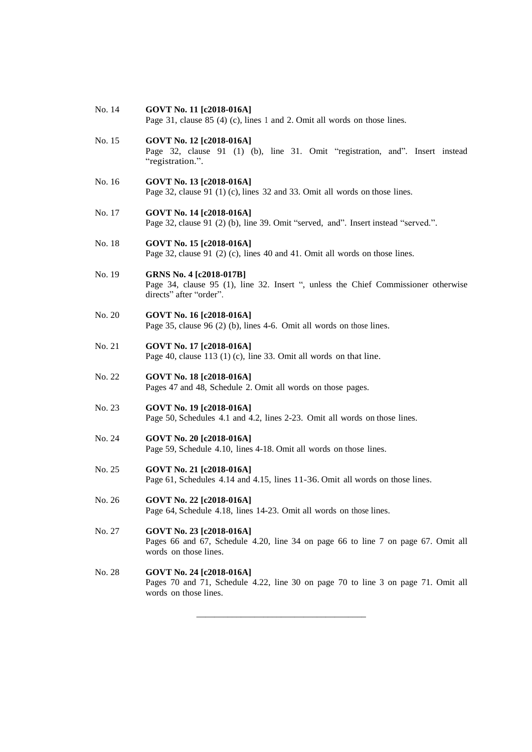No. 14 **GOVT No. 11 [c2018-016A]**
Page 31, clause 85 (4) (c), lines 1 and 2. Omit all words on those lines.

No. 15 **GOVT No. 12 [c2018-016A]**
Page 32, clause 91 (1) (b), line 31. Omit "registration, and". Insert instead "registration.".

No. 16 **GOVT No. 13 [c2018-016A]**
Page 32, clause 91 (1) (c), lines 32 and 33. Omit all words on those lines.

No. 17 **GOVT No. 14 [c2018-016A]**
Page 32, clause 91 (2) (b), line 39. Omit "served, and". Insert instead "served.".

No. 18 **GOVT No. 15 [c2018-016A]**
Page 32, clause 91 (2) (c), lines 40 and 41. Omit all words on those lines.

No. 19 **GRNS No. 4 [c2018-017B]**
Page 34, clause 95 (1), line 32. Insert ", unless the Chief Commissioner otherwise directs" after "order".

No. 20 **GOVT No. 16 [c2018-016A]**
Page 35, clause 96 (2) (b), lines 4-6. Omit all words on those lines.

No. 21 **GOVT No. 17 [c2018-016A]**
Page 40, clause 113 (1) (c), line 33. Omit all words on that line.

No. 22 **GOVT No. 18 [c2018-016A]**
Pages 47 and 48, Schedule 2. Omit all words on those pages.

No. 23 **GOVT No. 19 [c2018-016A]**
Page 50, Schedules 4.1 and 4.2, lines 2-23. Omit all words on those lines.

No. 24 **GOVT No. 20 [c2018-016A]**
Page 59, Schedule 4.10, lines 4-18. Omit all words on those lines.

No. 25 **GOVT No. 21 [c2018-016A]**
Page 61, Schedules 4.14 and 4.15, lines 11-36. Omit all words on those lines.

No. 26 **GOVT No. 22 [c2018-016A]**
Page 64, Schedule 4.18, lines 14-23. Omit all words on those lines.

No. 27 **GOVT No. 23 [c2018-016A]**
Pages 66 and 67, Schedule 4.20, line 34 on page 66 to line 7 on page 67. Omit all words on those lines.

No. 28 **GOVT No. 24 [c2018-016A]**
Pages 70 and 71, Schedule 4.22, line 30 on page 70 to line 3 on page 71. Omit all words on those lines.

---